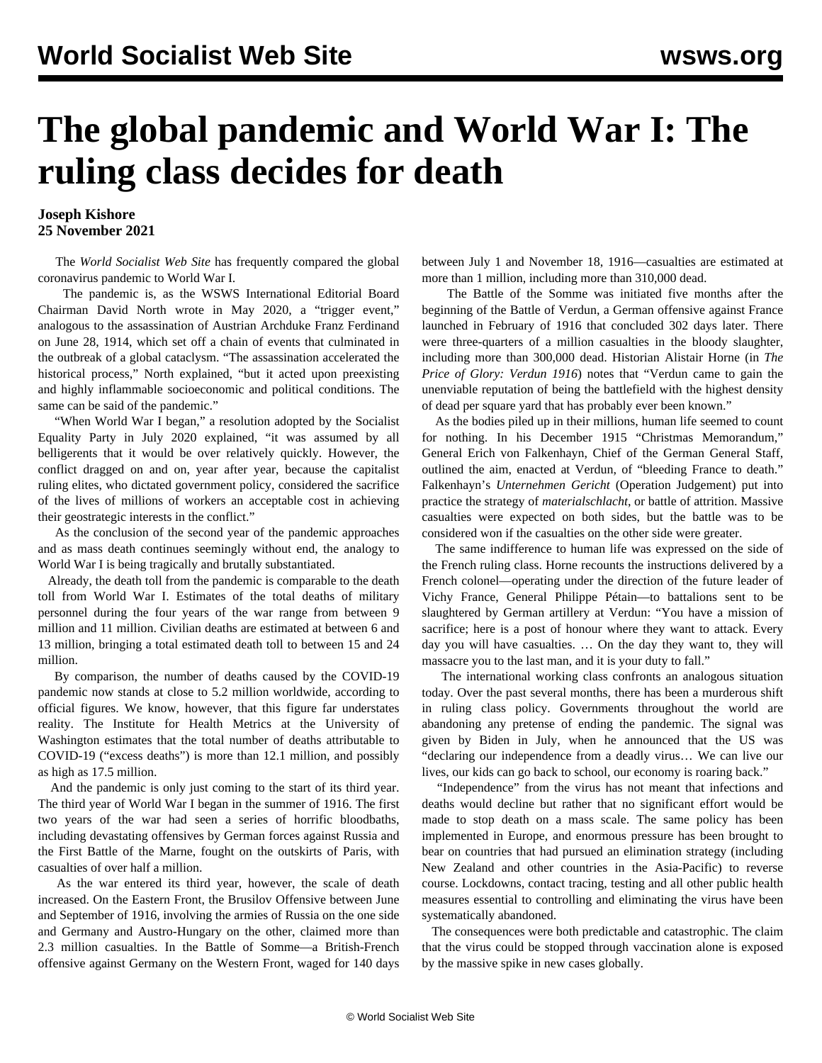# The global pandemic and World War I: The ruling class decides for death

**Joseph Kishore**
**25 November 2021**

The *World Socialist Web Site* has frequently compared the global coronavirus pandemic to World War I.

The pandemic is, as the WSWS International Editorial Board Chairman David North wrote in May 2020, a "trigger event," analogous to the assassination of Austrian Archduke Franz Ferdinand on June 28, 1914, which set off a chain of events that culminated in the outbreak of a global cataclysm. "The assassination accelerated the historical process," North explained, "but it acted upon preexisting and highly inflammable socioeconomic and political conditions. The same can be said of the pandemic."

"When World War I began," a resolution adopted by the Socialist Equality Party in July 2020 explained, "it was assumed by all belligerents that it would be over relatively quickly. However, the conflict dragged on and on, year after year, because the capitalist ruling elites, who dictated government policy, considered the sacrifice of the lives of millions of workers an acceptable cost in achieving their geostrategic interests in the conflict."

As the conclusion of the second year of the pandemic approaches and as mass death continues seemingly without end, the analogy to World War I is being tragically and brutally substantiated.

Already, the death toll from the pandemic is comparable to the death toll from World War I. Estimates of the total deaths of military personnel during the four years of the war range from between 9 million and 11 million. Civilian deaths are estimated at between 6 and 13 million, bringing a total estimated death toll to between 15 and 24 million.

By comparison, the number of deaths caused by the COVID-19 pandemic now stands at close to 5.2 million worldwide, according to official figures. We know, however, that this figure far understates reality. The Institute for Health Metrics at the University of Washington estimates that the total number of deaths attributable to COVID-19 ("excess deaths") is more than 12.1 million, and possibly as high as 17.5 million.

And the pandemic is only just coming to the start of its third year. The third year of World War I began in the summer of 1916. The first two years of the war had seen a series of horrific bloodbaths, including devastating offensives by German forces against Russia and the First Battle of the Marne, fought on the outskirts of Paris, with casualties of over half a million.

As the war entered its third year, however, the scale of death increased. On the Eastern Front, the Brusilov Offensive between June and September of 1916, involving the armies of Russia on the one side and Germany and Austro-Hungary on the other, claimed more than 2.3 million casualties. In the Battle of Somme—a British-French offensive against Germany on the Western Front, waged for 140 days between July 1 and November 18, 1916—casualties are estimated at more than 1 million, including more than 310,000 dead.

The Battle of the Somme was initiated five months after the beginning of the Battle of Verdun, a German offensive against France launched in February of 1916 that concluded 302 days later. There were three-quarters of a million casualties in the bloody slaughter, including more than 300,000 dead. Historian Alistair Horne (in *The Price of Glory: Verdun 1916*) notes that "Verdun came to gain the unenviable reputation of being the battlefield with the highest density of dead per square yard that has probably ever been known."

As the bodies piled up in their millions, human life seemed to count for nothing. In his December 1915 "Christmas Memorandum," General Erich von Falkenhayn, Chief of the German General Staff, outlined the aim, enacted at Verdun, of "bleeding France to death." Falkenhayn's *Unternehmen Gericht* (Operation Judgement) put into practice the strategy of *materialschlacht*, or battle of attrition. Massive casualties were expected on both sides, but the battle was to be considered won if the casualties on the other side were greater.

The same indifference to human life was expressed on the side of the French ruling class. Horne recounts the instructions delivered by a French colonel—operating under the direction of the future leader of Vichy France, General Philippe Pétain—to battalions sent to be slaughtered by German artillery at Verdun: "You have a mission of sacrifice; here is a post of honour where they want to attack. Every day you will have casualties. … On the day they want to, they will massacre you to the last man, and it is your duty to fall."

The international working class confronts an analogous situation today. Over the past several months, there has been a murderous shift in ruling class policy. Governments throughout the world are abandoning any pretense of ending the pandemic. The signal was given by Biden in July, when he announced that the US was "declaring our independence from a deadly virus… We can live our lives, our kids can go back to school, our economy is roaring back."

"Independence" from the virus has not meant that infections and deaths would decline but rather that no significant effort would be made to stop death on a mass scale. The same policy has been implemented in Europe, and enormous pressure has been brought to bear on countries that had pursued an elimination strategy (including New Zealand and other countries in the Asia-Pacific) to reverse course. Lockdowns, contact tracing, testing and all other public health measures essential to controlling and eliminating the virus have been systematically abandoned.

The consequences were both predictable and catastrophic. The claim that the virus could be stopped through vaccination alone is exposed by the massive spike in new cases globally.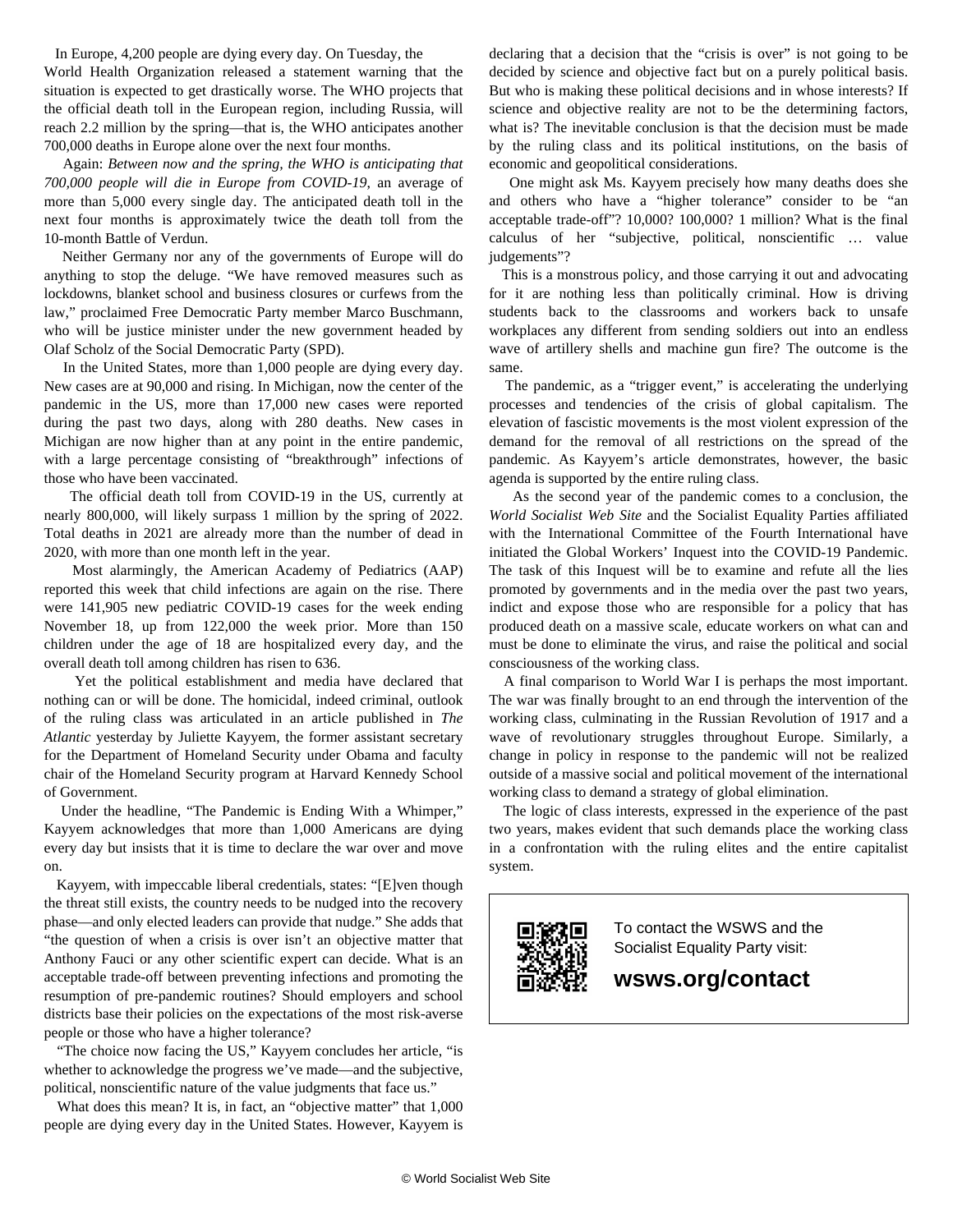In Europe, 4,200 people are dying every day. On Tuesday, the World Health Organization released a statement warning that the situation is expected to get drastically worse. The WHO projects that the official death toll in the European region, including Russia, will reach 2.2 million by the spring—that is, the WHO anticipates another 700,000 deaths in Europe alone over the next four months.

Again: *Between now and the spring, the WHO is anticipating that 700,000 people will die in Europe from COVID-19,* an average of more than 5,000 every single day. The anticipated death toll in the next four months is approximately twice the death toll from the 10-month Battle of Verdun.

Neither Germany nor any of the governments of Europe will do anything to stop the deluge. "We have removed measures such as lockdowns, blanket school and business closures or curfews from the law," proclaimed Free Democratic Party member Marco Buschmann, who will be justice minister under the new government headed by Olaf Scholz of the Social Democratic Party (SPD).

In the United States, more than 1,000 people are dying every day. New cases are at 90,000 and rising. In Michigan, now the center of the pandemic in the US, more than 17,000 new cases were reported during the past two days, along with 280 deaths. New cases in Michigan are now higher than at any point in the entire pandemic, with a large percentage consisting of "breakthrough" infections of those who have been vaccinated.

The official death toll from COVID-19 in the US, currently at nearly 800,000, will likely surpass 1 million by the spring of 2022. Total deaths in 2021 are already more than the number of dead in 2020, with more than one month left in the year.

Most alarmingly, the American Academy of Pediatrics (AAP) reported this week that child infections are again on the rise. There were 141,905 new pediatric COVID-19 cases for the week ending November 18, up from 122,000 the week prior. More than 150 children under the age of 18 are hospitalized every day, and the overall death toll among children has risen to 636.

Yet the political establishment and media have declared that nothing can or will be done. The homicidal, indeed criminal, outlook of the ruling class was articulated in an article published in *The Atlantic* yesterday by Juliette Kayyem, the former assistant secretary for the Department of Homeland Security under Obama and faculty chair of the Homeland Security program at Harvard Kennedy School of Government.

Under the headline, "The Pandemic is Ending With a Whimper," Kayyem acknowledges that more than 1,000 Americans are dying every day but insists that it is time to declare the war over and move on.

Kayyem, with impeccable liberal credentials, states: "[E]ven though the threat still exists, the country needs to be nudged into the recovery phase—and only elected leaders can provide that nudge." She adds that "the question of when a crisis is over isn't an objective matter that Anthony Fauci or any other scientific expert can decide. What is an acceptable trade-off between preventing infections and promoting the resumption of pre-pandemic routines? Should employers and school districts base their policies on the expectations of the most risk-averse people or those who have a higher tolerance?

"The choice now facing the US," Kayyem concludes her article, "is whether to acknowledge the progress we've made—and the subjective, political, nonscientific nature of the value judgments that face us."

What does this mean? It is, in fact, an "objective matter" that 1,000 people are dying every day in the United States. However, Kayyem is declaring that a decision that the "crisis is over" is not going to be decided by science and objective fact but on a purely political basis. But who is making these political decisions and in whose interests? If science and objective reality are not to be the determining factors, what is? The inevitable conclusion is that the decision must be made by the ruling class and its political institutions, on the basis of economic and geopolitical considerations.

One might ask Ms. Kayyem precisely how many deaths does she and others who have a "higher tolerance" consider to be "an acceptable trade-off"? 10,000? 100,000? 1 million? What is the final calculus of her "subjective, political, nonscientific … value judgements"?

This is a monstrous policy, and those carrying it out and advocating for it are nothing less than politically criminal. How is driving students back to the classrooms and workers back to unsafe workplaces any different from sending soldiers out into an endless wave of artillery shells and machine gun fire? The outcome is the same.

The pandemic, as a "trigger event," is accelerating the underlying processes and tendencies of the crisis of global capitalism. The elevation of fascistic movements is the most violent expression of the demand for the removal of all restrictions on the spread of the pandemic. As Kayyem's article demonstrates, however, the basic agenda is supported by the entire ruling class.

As the second year of the pandemic comes to a conclusion, the *World Socialist Web Site* and the Socialist Equality Parties affiliated with the International Committee of the Fourth International have initiated the Global Workers' Inquest into the COVID-19 Pandemic. The task of this Inquest will be to examine and refute all the lies promoted by governments and in the media over the past two years, indict and expose those who are responsible for a policy that has produced death on a massive scale, educate workers on what can and must be done to eliminate the virus, and raise the political and social consciousness of the working class.

A final comparison to World War I is perhaps the most important. The war was finally brought to an end through the intervention of the working class, culminating in the Russian Revolution of 1917 and a wave of revolutionary struggles throughout Europe. Similarly, a change in policy in response to the pandemic will not be realized outside of a massive social and political movement of the international working class to demand a strategy of global elimination.

The logic of class interests, expressed in the experience of the past two years, makes evident that such demands place the working class in a confrontation with the ruling elites and the entire capitalist system.

To contact the WSWS and the Socialist Equality Party visit:

**wsws.org/contact**